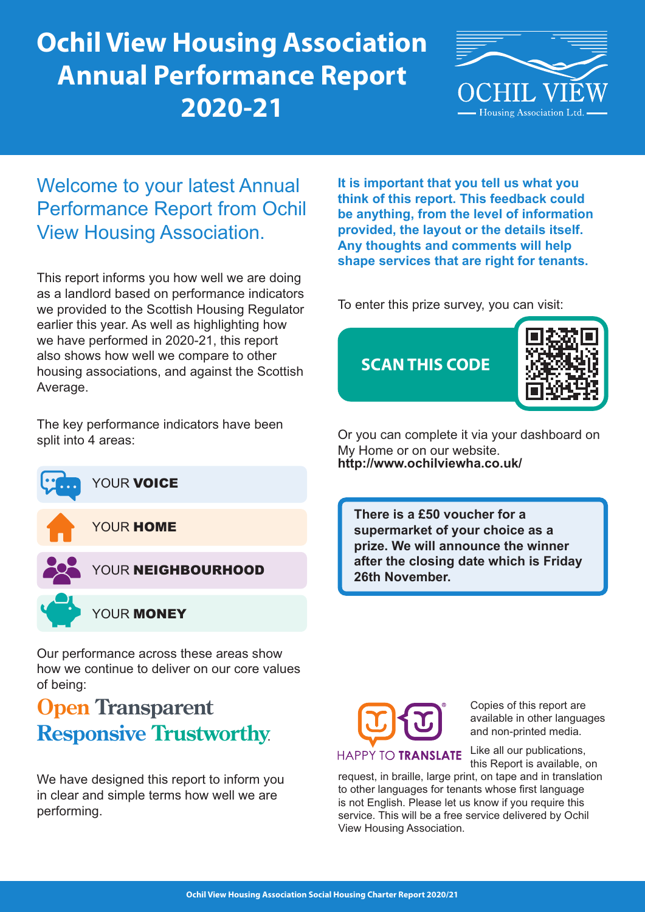# Ochil View Housing Association Annual Performance Report 2020-21

OCHIL VIEW
Housing Association Ltd.

## Welcome to your latest Annual Performance Report from Ochil View Housing Association.

This report informs you how well we are doing as a landlord based on performance indicators we provided to the Scottish Housing Regulator earlier this year. As well as highlighting how we have performed in 2020-21, this report also shows how well we compare to other housing associations, and against the Scottish Average.

The key performance indicators have been split into 4 areas:

- YOUR **VOICE**
- YOUR **HOME**
- YOUR **NEIGHBOURHOOD**
- YOUR **MONEY**

Our performance across these areas show how we continue to deliver on our core values of being:

**Open Transparent Responsive Trustworthy.**

We have designed this report to inform you in clear and simple terms how well we are performing.

**It is important that you tell us what you think of this report. This feedback could be anything, from the level of information provided, the layout or the details itself. Any thoughts and comments will help shape services that are right for tenants.**

To enter this prize survey, you can visit:

**SCAN THIS CODE**

Or you can complete it via your dashboard on My Home or on our website.
**http://www.ochilviewha.co.uk/**

**There is a £50 voucher for a supermarket of your choice as a prize. We will announce the winner after the closing date which is Friday 26th November.**

HAPPY TO TRANSLATE

Copies of this report are available in other languages and non-printed media.

Like all our publications, this Report is available, on request, in braille, large print, on tape and in translation to other languages for tenants whose first language is not English. Please let us know if you require this service. This will be a free service delivered by Ochil View Housing Association.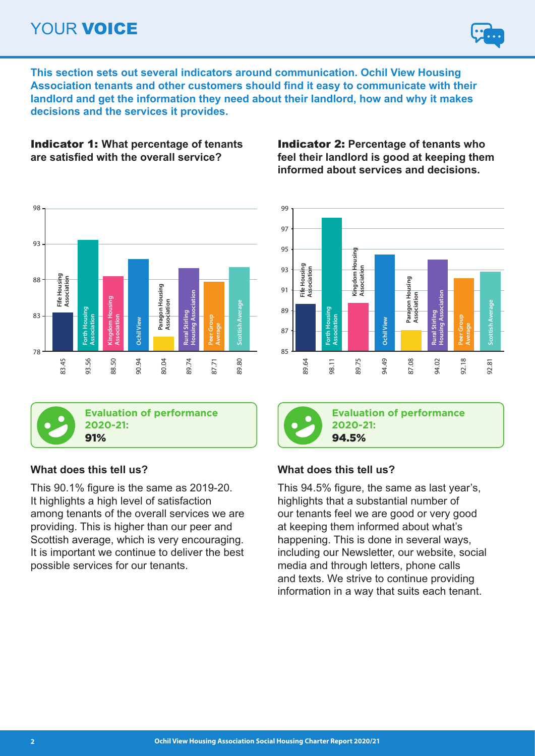# YOUR VOICE

**This section sets out several indicators around communication. Ochil View Housing Association tenants and other customers should find it easy to communicate with their landlord and get the information they need about their landlord, how and why it makes decisions and the services it provides.**

## Indicator 1: What percentage of tenants are satisfied with the overall service?

| Organisation | Percentage |
|---|---|
| Fife Housing Association | 83.45 |
| Forth Housing Association | 93.56 |
| Kingdom Housing Association | 88.50 |
| Ochil View | 90.94 |
| Paragon Housing Association | 80.04 |
| Rural Stirling Housing Association | 89.74 |
| Peer Group Average | 87.71 |
| Scottish Average | 89.80 |

**Evaluation of performance 2020-21:**
**91%**

### What does this tell us?

This 90.1% figure is the same as 2019-20. It highlights a high level of satisfaction among tenants of the overall services we are providing. This is higher than our peer and Scottish average, which is very encouraging. It is important we continue to deliver the best possible services for our tenants.

## Indicator 2: Percentage of tenants who feel their landlord is good at keeping them informed about services and decisions.

| Organisation | Percentage |
|---|---|
| Fife Housing Association | 89.64 |
| Forth Housing Association | 98.11 |
| Kingdom Housing Association | 89.75 |
| Ochil View | 94.49 |
| Paragon Housing Association | 87.08 |
| Rural Stirling Housing Association | 94.02 |
| Peer Group Average | 92.18 |
| Scottish Average | 92.81 |

**Evaluation of performance 2020-21:**
**94.5%**

### What does this tell us?

This 94.5% figure, the same as last year's, highlights that a substantial number of our tenants feel we are good or very good at keeping them informed about what's happening. This is done in several ways, including our Newsletter, our website, social media and through letters, phone calls and texts. We strive to continue providing information in a way that suits each tenant.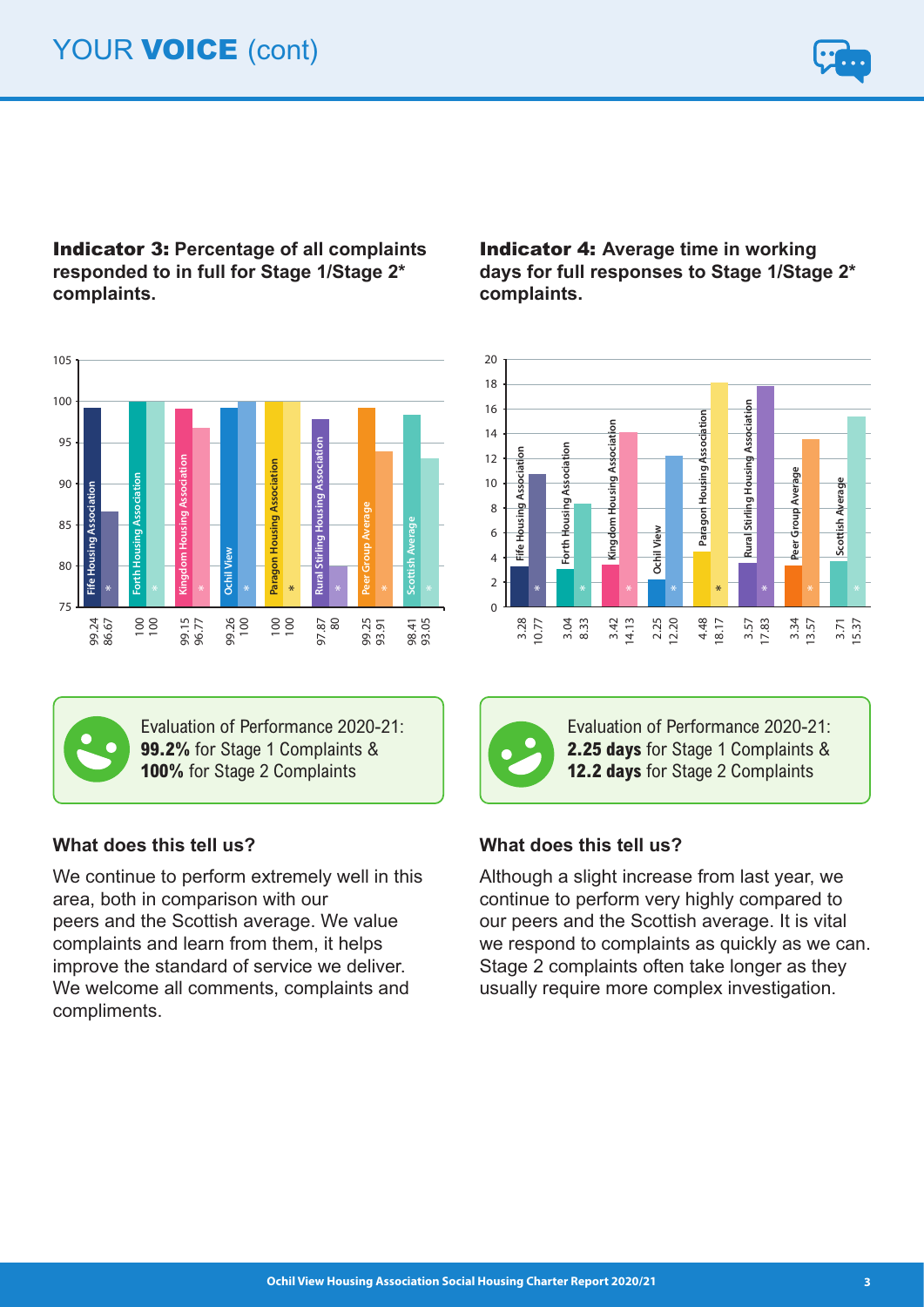# YOUR VOICE (cont)

## Indicator 3: Percentage of all complaints responded to in full for Stage 1/Stage 2* complaints.

| | Stage 1 | Stage 2* |
|---|---|---|
| Fife Housing Association | 99.24 | 86.67 |
| Forth Housing Association | 100 | 100 |
| Kingdom Housing Association | 99.15 | 96.77 |
| Ochil View | 99.26 | 100 |
| Paragon Housing Association | 100 | 100 |
| Rural Stirling Housing Association | 97.87 | 80 |
| Peer Group Average | 99.25 | 93.91 |
| Scottish Average | 98.41 | 93.05 |

Evaluation of Performance 2020-21:
**99.2%** for Stage 1 Complaints &
**100%** for Stage 2 Complaints

### What does this tell us?

We continue to perform extremely well in this area, both in comparison with our peers and the Scottish average. We value complaints and learn from them, it helps improve the standard of service we deliver. We welcome all comments, complaints and compliments.

## Indicator 4: Average time in working days for full responses to Stage 1/Stage 2* complaints.

| | Stage 1 | Stage 2* |
|---|---|---|
| Fife Housing Association | 3.28 | 10.77 |
| Forth Housing Association | 3.04 | 8.33 |
| Kingdom Housing Association | 3.42 | 14.13 |
| Ochil View | 2.25 | 12.20 |
| Paragon Housing Association | 4.48 | 18.17 |
| Rural Stirling Housing Association | 3.57 | 17.83 |
| Peer Group Average | 3.34 | 13.57 |
| Scottish Average | 3.71 | 15.37 |

Evaluation of Performance 2020-21:
**2.25 days** for Stage 1 Complaints &
**12.2 days** for Stage 2 Complaints

### What does this tell us?

Although a slight increase from last year, we continue to perform very highly compared to our peers and the Scottish average. It is vital we respond to complaints as quickly as we can. Stage 2 complaints often take longer as they usually require more complex investigation.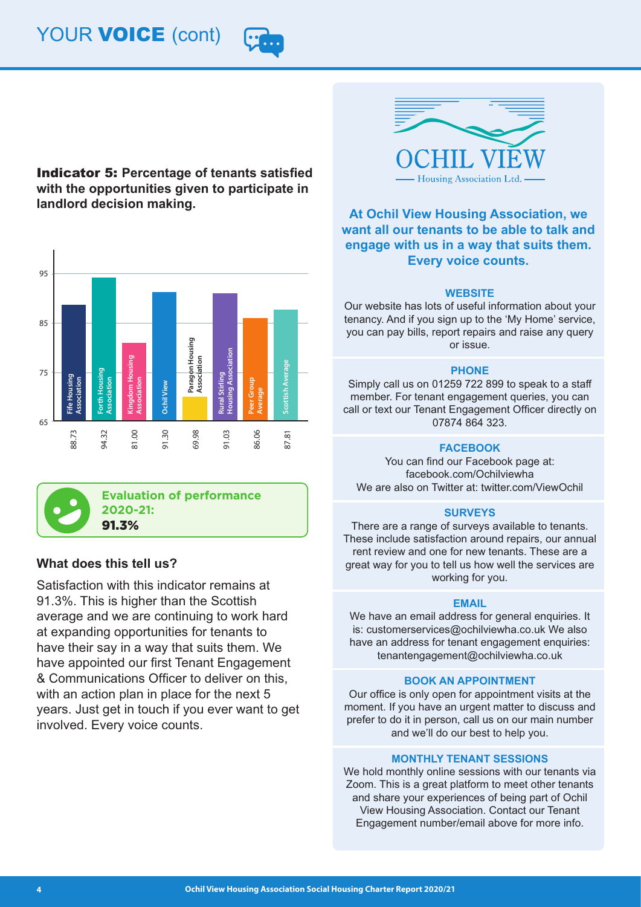# YOUR VOICE (cont)

**Indicator 5: Percentage of tenants satisfied with the opportunities given to participate in landlord decision making.**

| Landlord | % |
|---|---|
| Fife Housing Association | 88.73 |
| Forth Housing Association | 94.32 |
| Kingdom Housing Association | 81.00 |
| Ochil View | 91.30 |
| Paragon Housing Association | 69.98 |
| Rural Stirling Housing Association | 91.03 |
| Peer Group Average | 86.06 |
| Scottish Average | 87.81 |

**Evaluation of performance 2020-21:**
**91.3%**

### What does this tell us?

Satisfaction with this indicator remains at 91.3%. This is higher than the Scottish average and we are continuing to work hard at expanding opportunities for tenants to have their say in a way that suits them. We have appointed our first Tenant Engagement & Communications Officer to deliver on this, with an action plan in place for the next 5 years. Just get in touch if you ever want to get involved. Every voice counts.

OCHIL VIEW
Housing Association Ltd.

**At Ochil View Housing Association, we want all our tenants to be able to talk and engage with us in a way that suits them. Every voice counts.**

**WEBSITE**

Our website has lots of useful information about your tenancy. And if you sign up to the 'My Home' service, you can pay bills, report repairs and raise any query or issue.

**PHONE**

Simply call us on 01259 722 899 to speak to a staff member. For tenant engagement queries, you can call or text our Tenant Engagement Officer directly on 07874 864 323.

**FACEBOOK**

You can find our Facebook page at: facebook.com/Ochilviewha
We are also on Twitter at: twitter.com/ViewOchil

**SURVEYS**

There are a range of surveys available to tenants. These include satisfaction around repairs, our annual rent review and one for new tenants. These are a great way for you to tell us how well the services are working for you.

**EMAIL**

We have an email address for general enquiries. It is: customerservices@ochilviewha.co.uk We also have an address for tenant engagement enquiries: tenantengagement@ochilviewha.co.uk

**BOOK AN APPOINTMENT**

Our office is only open for appointment visits at the moment. If you have an urgent matter to discuss and prefer to do it in person, call us on our main number and we'll do our best to help you.

**MONTHLY TENANT SESSIONS**

We hold monthly online sessions with our tenants via Zoom. This is a great platform to meet other tenants and share your experiences of being part of Ochil View Housing Association. Contact our Tenant Engagement number/email above for more info.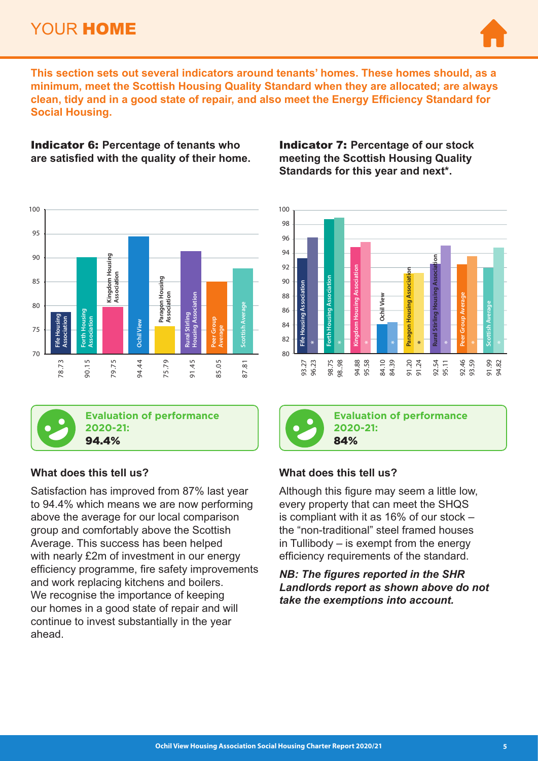# YOUR HOME

**This section sets out several indicators around tenants' homes. These homes should, as a minimum, meet the Scottish Housing Quality Standard when they are allocated; are always clean, tidy and in a good state of repair, and also meet the Energy Efficiency Standard for Social Housing.**

## Indicator 6: Percentage of tenants who are satisfied with the quality of their home.

| Landlord | % |
|---|---|
| Fife Housing Association | 78.73 |
| Forth Housing Association | 90.15 |
| Kingdom Housing Association | 79.75 |
| Ochil View | 94.44 |
| Paragon Housing Association | 75.79 |
| Rural Stirling Housing Association | 91.45 |
| Peer Group Average | 85.05 |
| Scottish Average | 87.81 |

**Evaluation of performance 2020-21:**
**94.4%**

### What does this tell us?

Satisfaction has improved from 87% last year to 94.4% which means we are now performing above the average for our local comparison group and comfortably above the Scottish Average. This success has been helped with nearly £2m of investment in our energy efficiency programme, fire safety improvements and work replacing kitchens and boilers. We recognise the importance of keeping our homes in a good state of repair and will continue to invest substantially in the year ahead.

## Indicator 7: Percentage of our stock meeting the Scottish Housing Quality Standards for this year and next*.

| Landlord | This year | Next year* |
|---|---|---|
| Fife Housing Association | 93.27 | 96.23 |
| Forth Housing Association | 98.75 | 98.98 |
| Kingdom Housing Association | 94.88 | 95.58 |
| Ochil View | 84.10 | 84.39 |
| Paragon Housing Association | 91.20 | 91.24 |
| Rural Stirling Housing Association | 92.54 | 95.11 |
| Peer Group Average | 92.46 | 93.59 |
| Scottish Average | 91.99 | 94.82 |

**Evaluation of performance 2020-21:**
**84%**

### What does this tell us?

Although this figure may seem a little low, every property that can meet the SHQS is compliant with it as 16% of our stock – the "non-traditional" steel framed houses in Tullibody – is exempt from the energy efficiency requirements of the standard.

***NB: The figures reported in the SHR Landlords report as shown above do not take the exemptions into account.***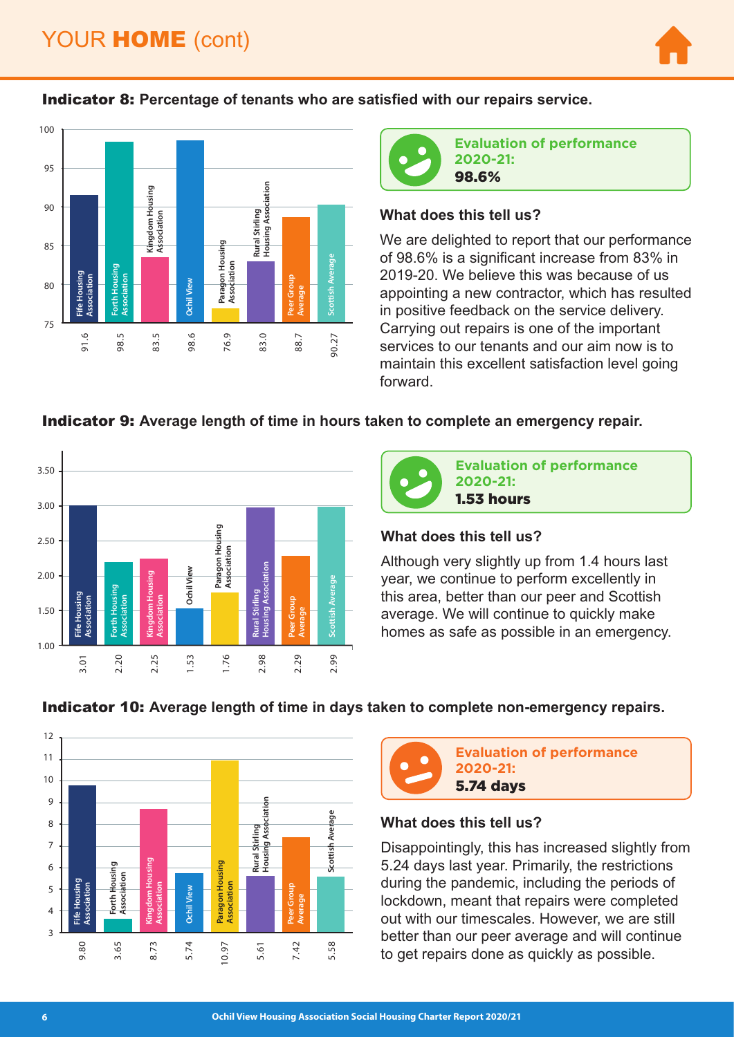# YOUR HOME (cont)

## Indicator 8: Percentage of tenants who are satisfied with our repairs service.

| Fife Housing Association | Forth Housing Association | Kingdom Housing Association | Ochil View | Paragon Housing Association | Rural Stirling Housing Association | Peer Group Average | Scottish Average |
|---|---|---|---|---|---|---|---|
| 91.6 | 98.5 | 83.5 | 98.6 | 76.9 | 83.0 | 88.7 | 90.27 |

**Evaluation of performance 2020-21:**
**98.6%**

### What does this tell us?

We are delighted to report that our performance of 98.6% is a significant increase from 83% in 2019-20. We believe this was because of us appointing a new contractor, which has resulted in positive feedback on the service delivery. Carrying out repairs is one of the important services to our tenants and our aim now is to maintain this excellent satisfaction level going forward.

## Indicator 9: Average length of time in hours taken to complete an emergency repair.

| Fife Housing Association | Forth Housing Association | Kingdom Housing Association | Ochil View | Paragon Housing Association | Rural Stirling Housing Association | Peer Group Average | Scottish Average |
|---|---|---|---|---|---|---|---|
| 3.01 | 2.20 | 2.25 | 1.53 | 1.76 | 2.98 | 2.29 | 2.99 |

**Evaluation of performance 2020-21:**
**1.53 hours**

### What does this tell us?

Although very slightly up from 1.4 hours last year, we continue to perform excellently in this area, better than our peer and Scottish average. We will continue to quickly make homes as safe as possible in an emergency.

## Indicator 10: Average length of time in days taken to complete non-emergency repairs.

| Fife Housing Association | Forth Housing Association | Kingdom Housing Association | Ochil View | Paragon Housing Association | Rural Stirling Housing Association | Peer Group Average | Scottish Average |
|---|---|---|---|---|---|---|---|
| 9.80 | 3.65 | 8.73 | 5.74 | 10.97 | 5.61 | 7.42 | 5.58 |

**Evaluation of performance 2020-21:**
**5.74 days**

### What does this tell us?

Disappointingly, this has increased slightly from 5.24 days last year. Primarily, the restrictions during the pandemic, including the periods of lockdown, meant that repairs were completed out with our timescales. However, we are still better than our peer average and will continue to get repairs done as quickly as possible.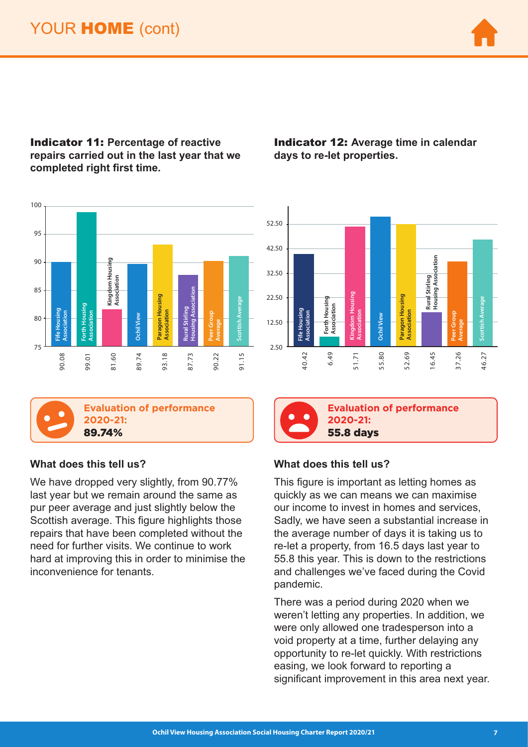# YOUR **HOME** (cont)

**Indicator 11:** Percentage of reactive repairs carried out in the last year that we completed right first time.

| Organisation | % |
|---|---|
| Fife Housing Association | 90.08 |
| Forth Housing Association | 99.01 |
| Kingdom Housing Association | 81.60 |
| Ochil View | 89.74 |
| Paragon Housing Association | 93.18 |
| Rural Stirling Housing Association | 87.73 |
| Peer Group Average | 90.22 |
| Scottish Average | 91.15 |

**Evaluation of performance 2020-21:**
**89.74%**

### What does this tell us?

We have dropped very slightly, from 90.77% last year but we remain around the same as pur peer average and just slightly below the Scottish average. This figure highlights those repairs that have been completed without the need for further visits. We continue to work hard at improving this in order to minimise the inconvenience for tenants.

**Indicator 12:** Average time in calendar days to re-let properties.

| Organisation | Days |
|---|---|
| Fife Housing Association | 40.42 |
| Forth Housing Association | 6.49 |
| Kingdom Housing Association | 51.71 |
| Ochil View | 55.80 |
| Paragon Housing Association | 52.69 |
| Rural Stirling Housing Association | 16.45 |
| Peer Group Average | 37.26 |
| Scottish Average | 46.27 |

**Evaluation of performance 2020-21:**
**55.8 days**

### What does this tell us?

This figure is important as letting homes as quickly as we can means we can maximise our income to invest in homes and services, Sadly, we have seen a substantial increase in the average number of days it is taking us to re-let a property, from 16.5 days last year to 55.8 this year. This is down to the restrictions and challenges we've faced during the Covid pandemic.

There was a period during 2020 when we weren't letting any properties. In addition, we were only allowed one tradesperson into a void property at a time, further delaying any opportunity to re-let quickly. With restrictions easing, we look forward to reporting a significant improvement in this area next year.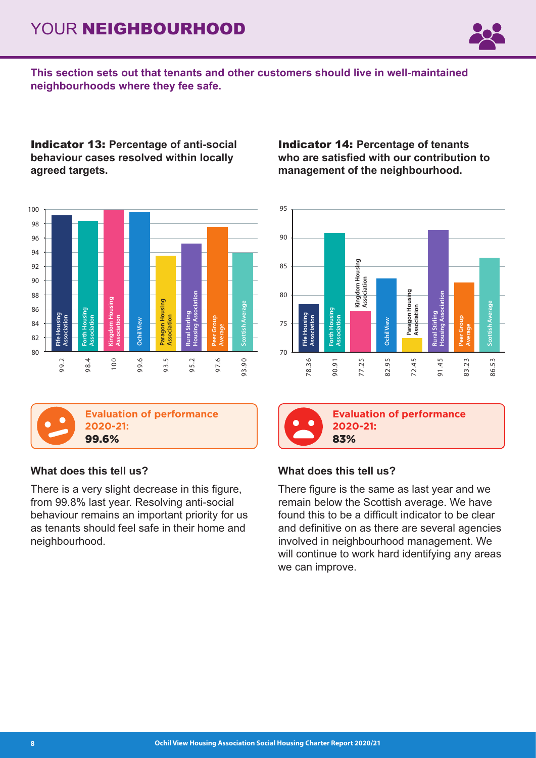# YOUR NEIGHBOURHOOD

**This section sets out that tenants and other customers should live in well-maintained neighbourhoods where they fee safe.**

## Indicator 13: Percentage of anti-social behaviour cases resolved within locally agreed targets.

| Organisation | Value |
|---|---|
| Fife Housing Association | 99.2 |
| Forth Housing Association | 98.4 |
| Kingdom Housing Association | 100 |
| Ochil View | 99.6 |
| Paragon Housing Association | 93.5 |
| Rural Stirling Housing Association | 95.2 |
| Peer Group Average | 97.6 |
| Scottish Average | 93.90 |

**Evaluation of performance 2020-21:**
**99.6%**

### What does this tell us?

There is a very slight decrease in this figure, from 99.8% last year. Resolving anti-social behaviour remains an important priority for us as tenants should feel safe in their home and neighbourhood.

## Indicator 14: Percentage of tenants who are satisfied with our contribution to management of the neighbourhood.

| Organisation | Value |
|---|---|
| Fife Housing Association | 78.36 |
| Forth Housing Association | 90.91 |
| Kingdom Housing Association | 77.25 |
| Ochil View | 82.95 |
| Paragon Housing Association | 72.45 |
| Rural Stirling Housing Association | 91.45 |
| Peer Group Average | 83.23 |
| Scottish Average | 86.53 |

**Evaluation of performance 2020-21:**
**83%**

### What does this tell us?

There figure is the same as last year and we remain below the Scottish average. We have found this to be a difficult indicator to be clear and definitive on as there are several agencies involved in neighbourhood management. We will continue to work hard identifying any areas we can improve.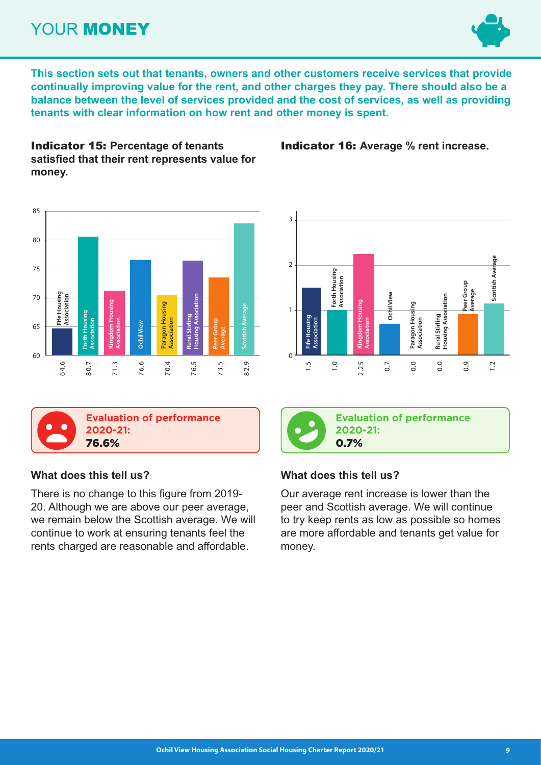# YOUR MONEY

**This section sets out that tenants, owners and other customers receive services that provide continually improving value for the rent, and other charges they pay. There should also be a balance between the level of services provided and the cost of services, as well as providing tenants with clear information on how rent and other money is spent.**

## Indicator 15: Percentage of tenants satisfied that their rent represents value for money.

| Organisation | % |
| --- | --- |
| Fife Housing Association | 64.6 |
| Forth Housing Association | 80.7 |
| Kingdom Housing Association | 71.3 |
| Ochil View | 76.6 |
| Paragon Housing Association | 70.4 |
| Rural Stirling Housing Association | 76.5 |
| Peer Group Average | 73.5 |
| Scottish Average | 82.9 |

**Evaluation of performance 2020-21:**
**76.6%**

### What does this tell us?

There is no change to this figure from 2019-20. Although we are above our peer average, we remain below the Scottish average. We will continue to work at ensuring tenants feel the rents charged are reasonable and affordable.

## Indicator 16: Average % rent increase.

| Organisation | % |
| --- | --- |
| Fife Housing Association | 1.5 |
| Forth Housing Association | 1.0 |
| Kingdom Housing Association | 2.25 |
| Ochil View | 0.7 |
| Paragon Housing Association | 0.0 |
| Rural Stirling Housing Association | 0.0 |
| Peer Group Average | 0.9 |
| Scottish Average | 1.2 |

**Evaluation of performance 2020-21:**
**0.7%**

### What does this tell us?

Our average rent increase is lower than the peer and Scottish average. We will continue to try keep rents as low as possible so homes are more affordable and tenants get value for money.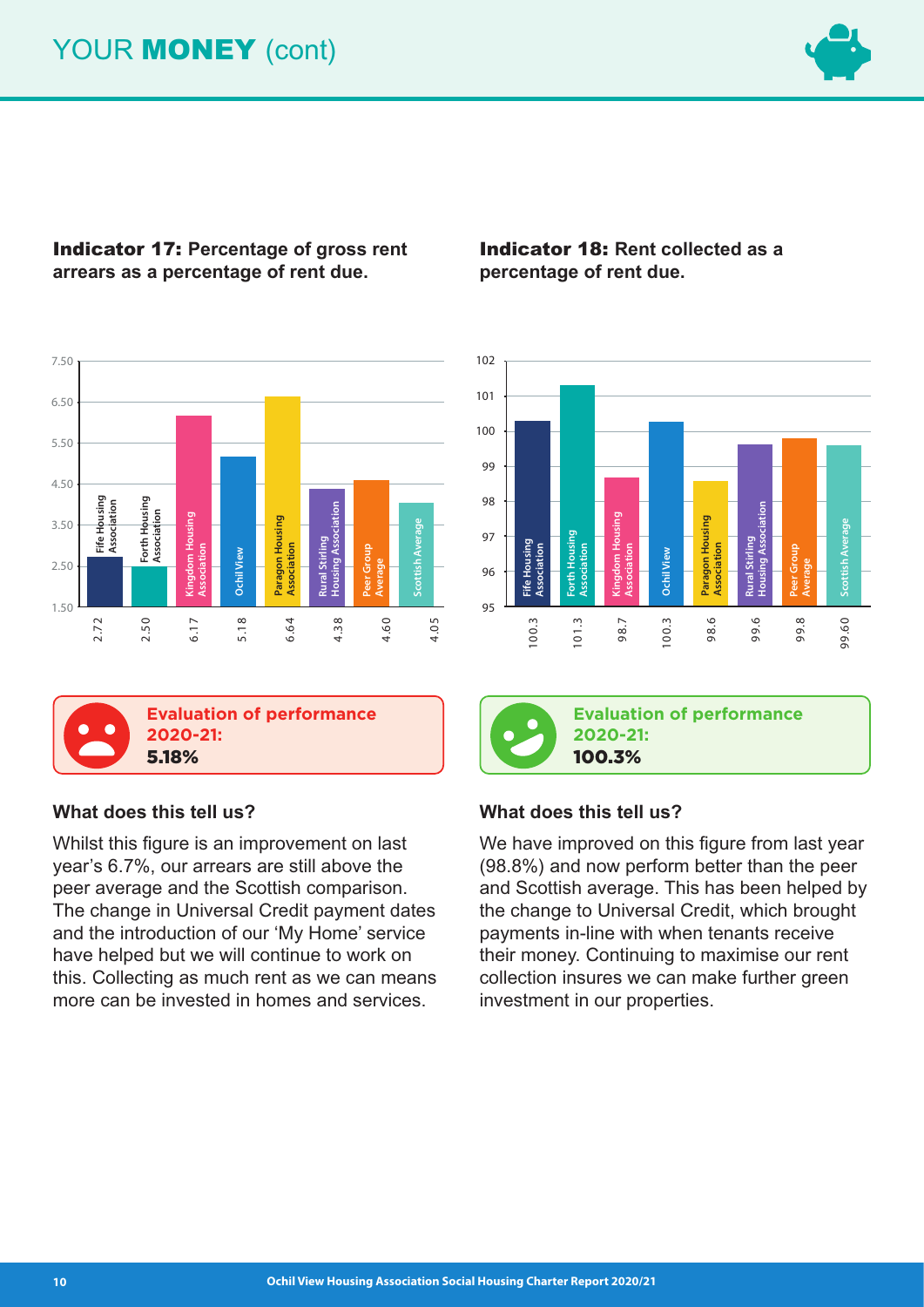# YOUR MONEY (cont)

## Indicator 17: Percentage of gross rent arrears as a percentage of rent due.

| Organisation | % |
|---|---|
| Fife Housing Association | 2.72 |
| Forth Housing Association | 2.50 |
| Kingdom Housing Association | 6.17 |
| Ochil View | 5.18 |
| Paragon Housing Association | 6.64 |
| Rural Stirling Housing Association | 4.38 |
| Peer Group Average | 4.60 |
| Scottish Average | 4.05 |

**Evaluation of performance 2020-21:**
**5.18%**

### What does this tell us?

Whilst this figure is an improvement on last year's 6.7%, our arrears are still above the peer average and the Scottish comparison. The change in Universal Credit payment dates and the introduction of our 'My Home' service have helped but we will continue to work on this. Collecting as much rent as we can means more can be invested in homes and services.

## Indicator 18: Rent collected as a percentage of rent due.

| Organisation | % |
|---|---|
| Fife Housing Association | 100.3 |
| Forth Housing Association | 101.3 |
| Kingdom Housing Association | 98.7 |
| Ochil View | 100.3 |
| Paragon Housing Association | 98.6 |
| Rural Stirling Housing Association | 99.6 |
| Peer Group Average | 99.8 |
| Scottish Average | 99.60 |

**Evaluation of performance 2020-21:**
**100.3%**

### What does this tell us?

We have improved on this figure from last year (98.8%) and now perform better than the peer and Scottish average. This has been helped by the change to Universal Credit, which brought payments in-line with when tenants receive their money. Continuing to maximise our rent collection insures we can make further green investment in our properties.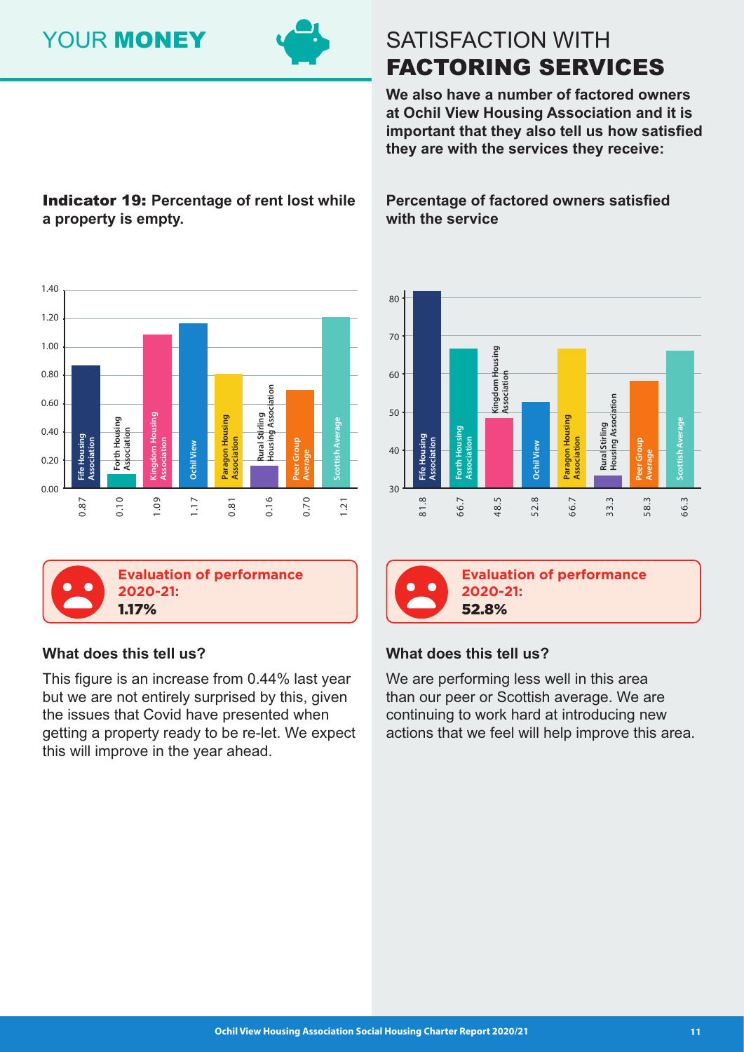# YOUR MONEY

## Indicator 19: Percentage of rent lost while a property is empty.

| Organisation | Percentage |
|---|---|
| Fife Housing Association | 0.87 |
| Forth Housing Association | 0.10 |
| Kingdom Housing Association | 1.09 |
| Ochil View | 1.17 |
| Paragon Housing Association | 0.81 |
| Rural Stirling Housing Association | 0.16 |
| Peer Group Average | 0.70 |
| Scottish Average | 1.21 |

**Evaluation of performance 2020-21:**
**1.17%**

### What does this tell us?

This figure is an increase from 0.44% last year but we are not entirely surprised by this, given the issues that Covid have presented when getting a property ready to be re-let. We expect this will improve in the year ahead.

# SATISFACTION WITH FACTORING SERVICES

**We also have a number of factored owners at Ochil View Housing Association and it is important that they also tell us how satisfied they are with the services they receive:**

**Percentage of factored owners satisfied with the service**

| Organisation | Percentage |
|---|---|
| Fife Housing Association | 81.8 |
| Forth Housing Association | 66.7 |
| Kingdom Housing Association | 48.5 |
| Ochil View | 52.8 |
| Paragon Housing Association | 66.7 |
| Rural Stirling Housing Association | 33.3 |
| Peer Group Average | 58.3 |
| Scottish Average | 66.3 |

**Evaluation of performance 2020-21:**
**52.8%**

### What does this tell us?

We are performing less well in this area than our peer or Scottish average. We are continuing to work hard at introducing new actions that we feel will help improve this area.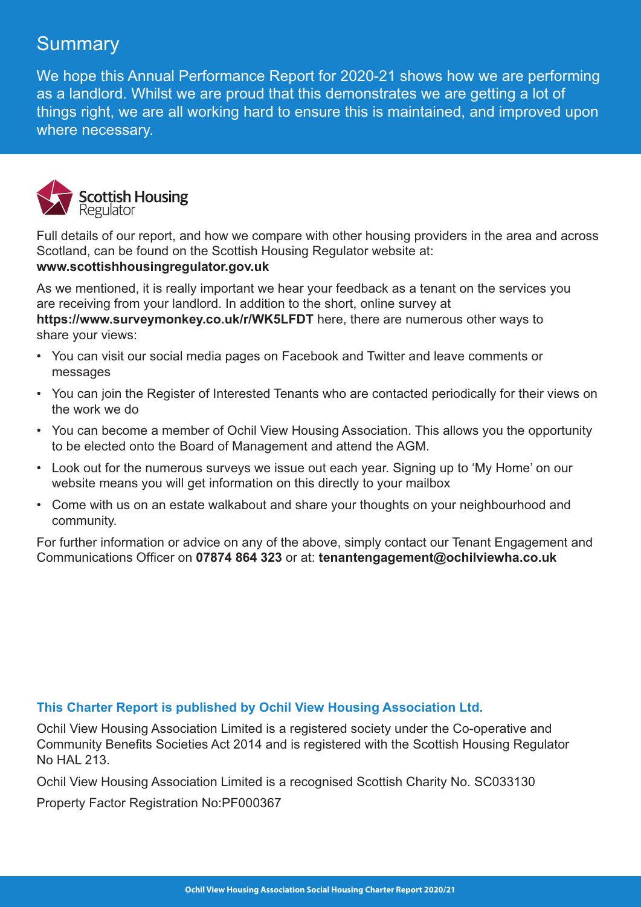# Summary

We hope this Annual Performance Report for 2020-21 shows how we are performing as a landlord. Whilst we are proud that this demonstrates we are getting a lot of things right, we are all working hard to ensure this is maintained, and improved upon where necessary.

Scottish Housing Regulator

Full details of our report, and how we compare with other housing providers in the area and across Scotland, can be found on the Scottish Housing Regulator website at:
**www.scottishhousingregulator.gov.uk**

As we mentioned, it is really important we hear your feedback as a tenant on the services you are receiving from your landlord. In addition to the short, online survey at **https://www.surveymonkey.co.uk/r/WK5LFDT** here, there are numerous other ways to share your views:

- You can visit our social media pages on Facebook and Twitter and leave comments or messages
- You can join the Register of Interested Tenants who are contacted periodically for their views on the work we do
- You can become a member of Ochil View Housing Association. This allows you the opportunity to be elected onto the Board of Management and attend the AGM.
- Look out for the numerous surveys we issue out each year. Signing up to 'My Home' on our website means you will get information on this directly to your mailbox
- Come with us on an estate walkabout and share your thoughts on your neighbourhood and community.

For further information or advice on any of the above, simply contact our Tenant Engagement and Communications Officer on **07874 864 323** or at: **tenantengagement@ochilviewha.co.uk**

**This Charter Report is published by Ochil View Housing Association Ltd.**

Ochil View Housing Association Limited is a registered society under the Co-operative and Community Benefits Societies Act 2014 and is registered with the Scottish Housing Regulator No HAL 213.

Ochil View Housing Association Limited is a recognised Scottish Charity No. SC033130

Property Factor Registration No:PF000367